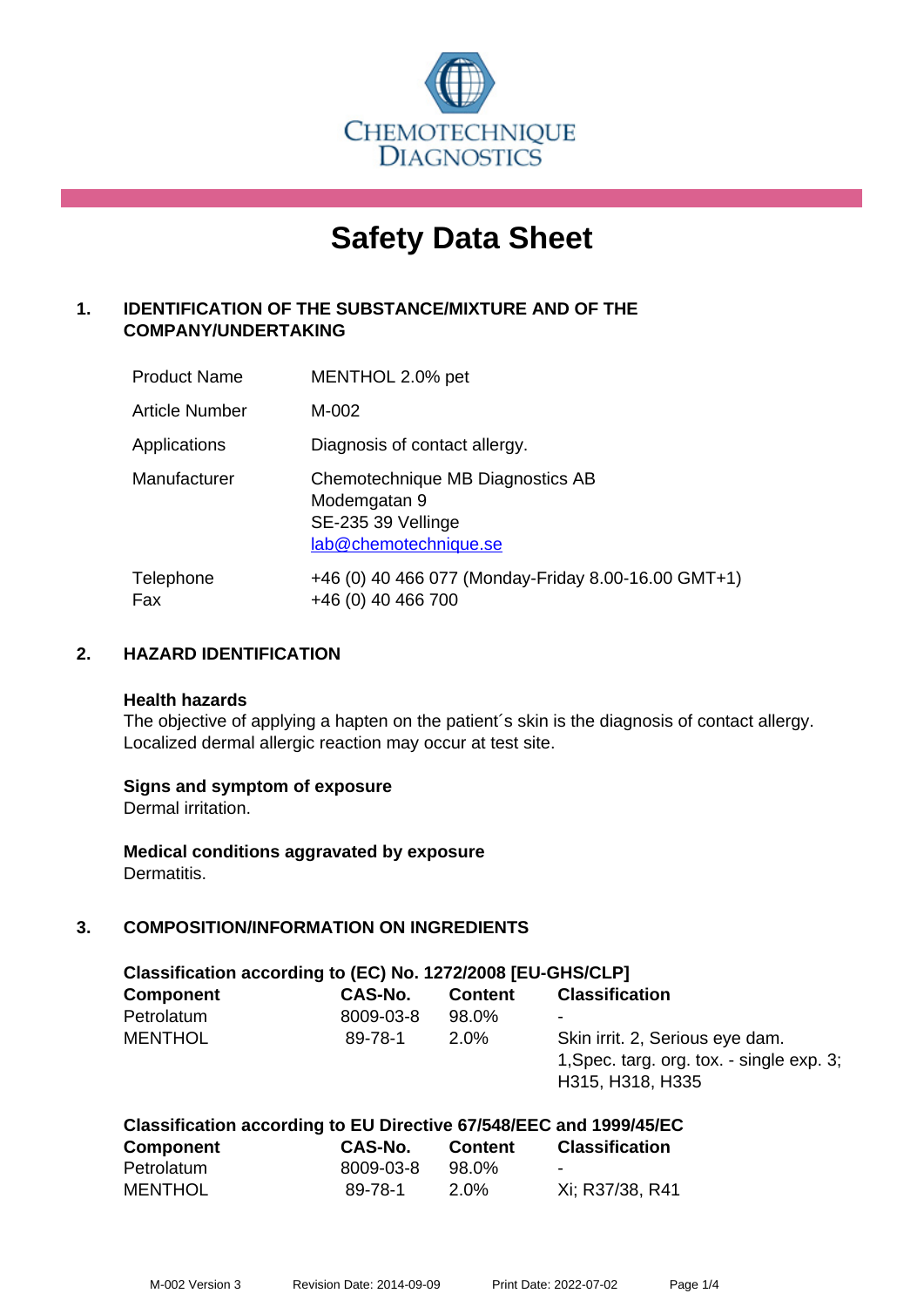CHEMOTECHNIQUE DIAGNOSTICS

# Safety Data Sheet

## 1. IDENTIFICATION OF THE SUBSTANCE/MIXTURE AND OF THE COMPANY/UNDERTAKING

| | |
|---|---|
| Product Name | MENTHOL 2.0% pet |
| Article Number | M-002 |
| Applications | Diagnosis of contact allergy. |
| Manufacturer | Chemotechnique MB Diagnostics AB<br>Modemgatan 9<br>SE-235 39 Vellinge<br>lab@chemotechnique.se |
| Telephone<br>Fax | +46 (0) 40 466 077 (Monday-Friday 8.00-16.00 GMT+1)<br>+46 (0) 40 466 700 |

## 2. HAZARD IDENTIFICATION

**Health hazards**
The objective of applying a hapten on the patient´s skin is the diagnosis of contact allergy. Localized dermal allergic reaction may occur at test site.

**Signs and symptom of exposure**
Dermal irritation.

**Medical conditions aggravated by exposure**
Dermatitis.

## 3. COMPOSITION/INFORMATION ON INGREDIENTS

**Classification according to (EC) No. 1272/2008 [EU-GHS/CLP]**

| Component | CAS-No. | Content | Classification |
|---|---|---|---|
| Petrolatum | 8009-03-8 | 98.0% | - |
| MENTHOL | 89-78-1 | 2.0% | Skin irrit. 2, Serious eye dam. 1,Spec. targ. org. tox. - single exp. 3; H315, H318, H335 |

**Classification according to EU Directive 67/548/EEC and 1999/45/EC**

| Component | CAS-No. | Content | Classification |
|---|---|---|---|
| Petrolatum | 8009-03-8 | 98.0% | - |
| MENTHOL | 89-78-1 | 2.0% | Xi; R37/38, R41 |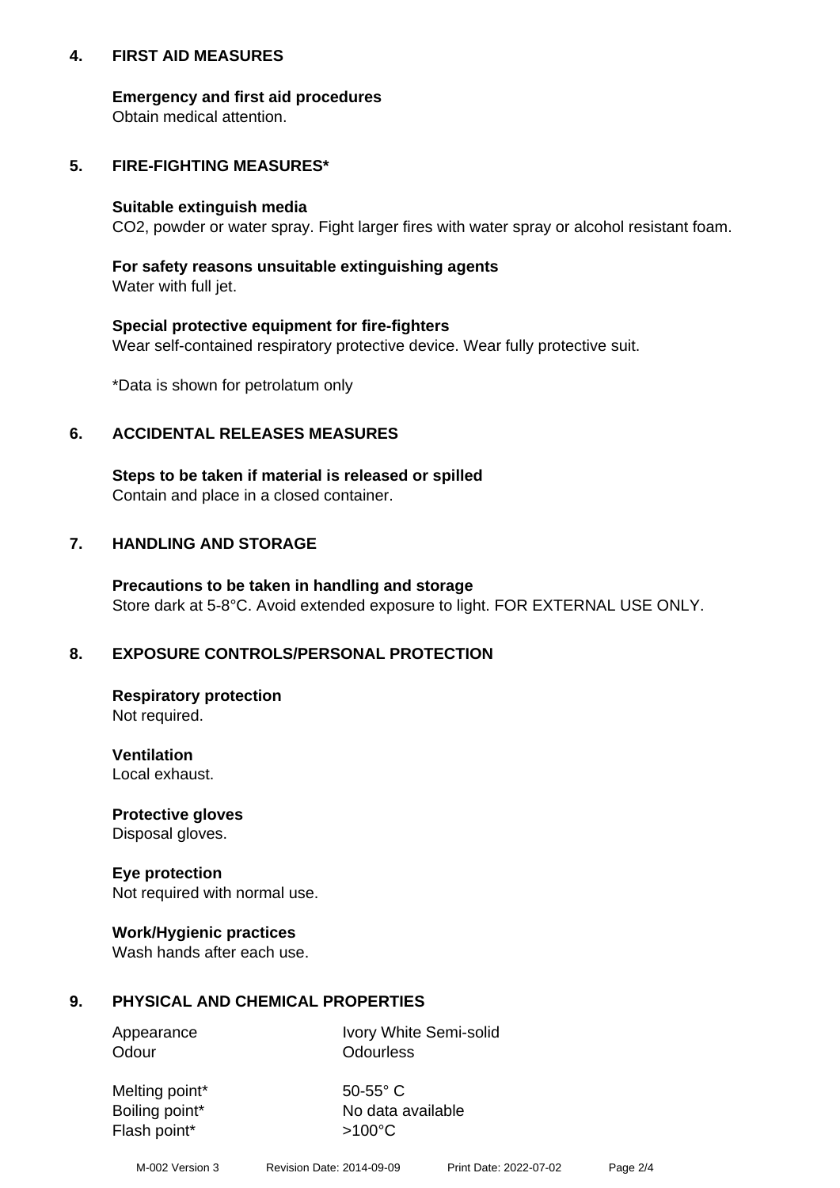## 4. FIRST AID MEASURES

**Emergency and first aid procedures**
Obtain medical attention.

## 5. FIRE-FIGHTING MEASURES*

**Suitable extinguish media**
$CO_2$, powder or water spray. Fight larger fires with water spray or alcohol resistant foam.

**For safety reasons unsuitable extinguishing agents**
Water with full jet.

**Special protective equipment for fire-fighters**
Wear self-contained respiratory protective device. Wear fully protective suit.

*Data is shown for petrolatum only

## 6. ACCIDENTAL RELEASES MEASURES

**Steps to be taken if material is released or spilled**
Contain and place in a closed container.

## 7. HANDLING AND STORAGE

**Precautions to be taken in handling and storage**
Store dark at 5-8°C. Avoid extended exposure to light. FOR EXTERNAL USE ONLY.

## 8. EXPOSURE CONTROLS/PERSONAL PROTECTION

**Respiratory protection**
Not required.

**Ventilation**
Local exhaust.

**Protective gloves**
Disposal gloves.

**Eye protection**
Not required with normal use.

**Work/Hygienic practices**
Wash hands after each use.

## 9. PHYSICAL AND CHEMICAL PROPERTIES

| | |
|---|---|
| Appearance | Ivory White Semi-solid |
| Odour | Odourless |
| Melting point* | 50-55° C |
| Boiling point* | No data available |
| Flash point* | >100°C |

M-002 Version 3 Revision Date: 2014-09-09 Print Date: 2022-07-02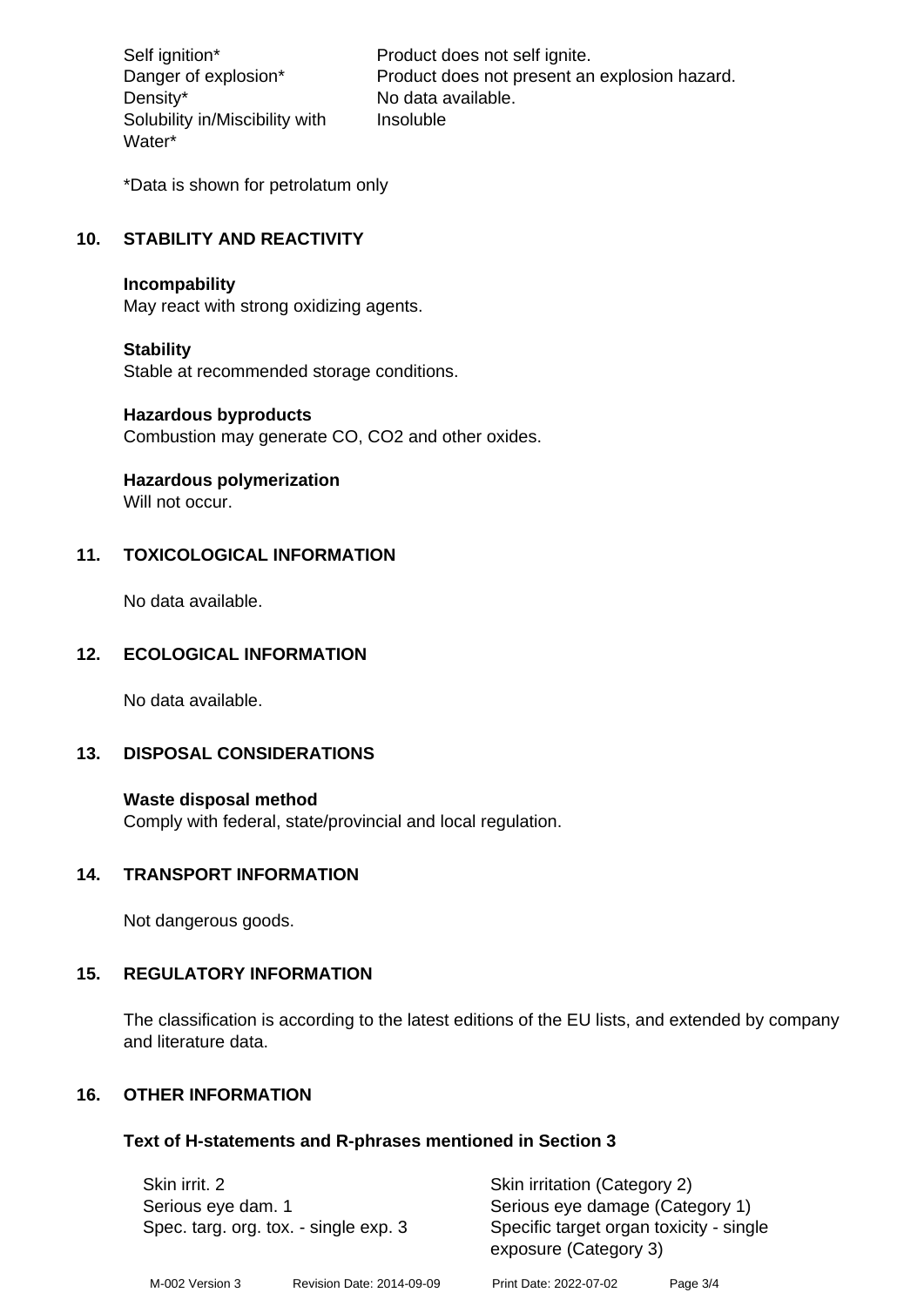| | |
|---|---|
| Self ignition* | Product does not self ignite. |
| Danger of explosion* | Product does not present an explosion hazard. |
| Density* | No data available. |
| Solubility in/Miscibility with Water* | Insoluble |

*Data is shown for petrolatum only

## 10. STABILITY AND REACTIVITY

**Incompability**
May react with strong oxidizing agents.

**Stability**
Stable at recommended storage conditions.

**Hazardous byproducts**
Combustion may generate CO, $CO_2$ and other oxides.

**Hazardous polymerization**
Will not occur.

## 11. TOXICOLOGICAL INFORMATION

No data available.

## 12. ECOLOGICAL INFORMATION

No data available.

## 13. DISPOSAL CONSIDERATIONS

**Waste disposal method**
Comply with federal, state/provincial and local regulation.

## 14. TRANSPORT INFORMATION

Not dangerous goods.

## 15. REGULATORY INFORMATION

The classification is according to the latest editions of the EU lists, and extended by company and literature data.

## 16. OTHER INFORMATION

### Text of H-statements and R-phrases mentioned in Section 3

| | |
|---|---|
| Skin irrit. 2 | Skin irritation (Category 2) |
| Serious eye dam. 1 | Serious eye damage (Category 1) |
| Spec. targ. org. tox. - single exp. 3 | Specific target organ toxicity - single exposure (Category 3) |

M-002 Version 3 Revision Date: 2014-09-09 Print Date: 2022-07-02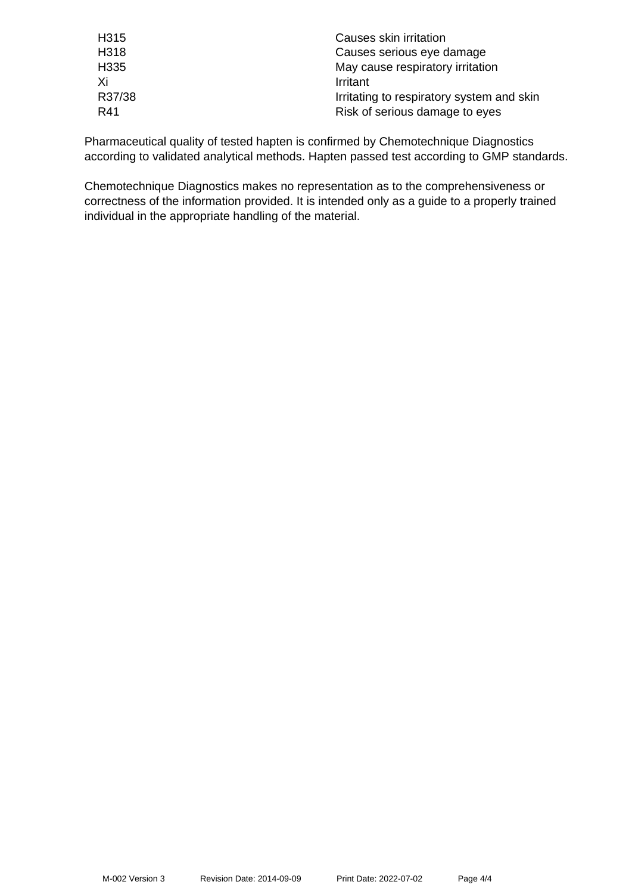| | |
|---|---|
| H315 | Causes skin irritation |
| H318 | Causes serious eye damage |
| H335 | May cause respiratory irritation |
| Xi | Irritant |
| R37/38 | Irritating to respiratory system and skin |
| R41 | Risk of serious damage to eyes |

Pharmaceutical quality of tested hapten is confirmed by Chemotechnique Diagnostics according to validated analytical methods. Hapten passed test according to GMP standards.

Chemotechnique Diagnostics makes no representation as to the comprehensiveness or correctness of the information provided. It is intended only as a guide to a properly trained individual in the appropriate handling of the material.